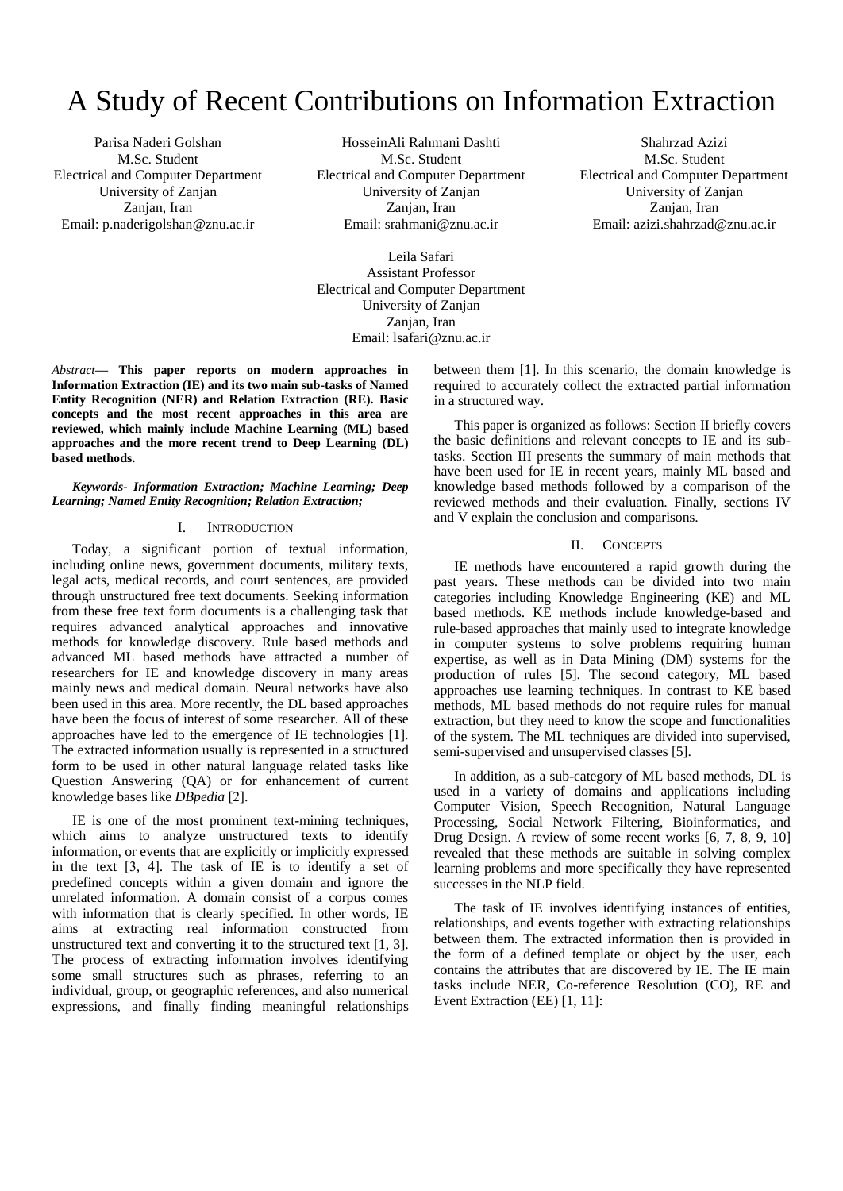# A Study of Recent Contributions on Information Extraction

Parisa Naderi Golshan
M.Sc. Student
Electrical and Computer Department
University of Zanjan
Zanjan, Iran
Email: p.naderigolshan@znu.ac.ir

HosseinAli Rahmani Dashti
M.Sc. Student
Electrical and Computer Department
University of Zanjan
Zanjan, Iran
Email: srahmani@znu.ac.ir

Shahrzad Azizi
M.Sc. Student
Electrical and Computer Department
University of Zanjan
Zanjan, Iran
Email: azizi.shahrzad@znu.ac.ir

Leila Safari
Assistant Professor
Electrical and Computer Department
University of Zanjan
Zanjan, Iran
Email: lsafari@znu.ac.ir

*Abstract*— **This paper reports on modern approaches in Information Extraction (IE) and its two main sub-tasks of Named Entity Recognition (NER) and Relation Extraction (RE). Basic concepts and the most recent approaches in this area are reviewed, which mainly include Machine Learning (ML) based approaches and the more recent trend to Deep Learning (DL) based methods.**

***Keywords- Information Extraction; Machine Learning; Deep Learning; Named Entity Recognition; Relation Extraction;***

## I. Introduction

Today, a significant portion of textual information, including online news, government documents, military texts, legal acts, medical records, and court sentences, are provided through unstructured free text documents. Seeking information from these free text form documents is a challenging task that requires advanced analytical approaches and innovative methods for knowledge discovery. Rule based methods and advanced ML based methods have attracted a number of researchers for IE and knowledge discovery in many areas mainly news and medical domain. Neural networks have also been used in this area. More recently, the DL based approaches have been the focus of interest of some researcher. All of these approaches have led to the emergence of IE technologies [1]. The extracted information usually is represented in a structured form to be used in other natural language related tasks like Question Answering (QA) or for enhancement of current knowledge bases like *DBpedia* [2].

IE is one of the most prominent text-mining techniques, which aims to analyze unstructured texts to identify information, or events that are explicitly or implicitly expressed in the text [3, 4]. The task of IE is to identify a set of predefined concepts within a given domain and ignore the unrelated information. A domain consist of a corpus comes with information that is clearly specified. In other words, IE aims at extracting real information constructed from unstructured text and converting it to the structured text [1, 3]. The process of extracting information involves identifying some small structures such as phrases, referring to an individual, group, or geographic references, and also numerical expressions, and finally finding meaningful relationships between them [1]. In this scenario, the domain knowledge is required to accurately collect the extracted partial information in a structured way.

This paper is organized as follows: Section II briefly covers the basic definitions and relevant concepts to IE and its sub-tasks. Section III presents the summary of main methods that have been used for IE in recent years, mainly ML based and knowledge based methods followed by a comparison of the reviewed methods and their evaluation. Finally, sections IV and V explain the conclusion and comparisons.

## II. Concepts

IE methods have encountered a rapid growth during the past years. These methods can be divided into two main categories including Knowledge Engineering (KE) and ML based methods. KE methods include knowledge-based and rule-based approaches that mainly used to integrate knowledge in computer systems to solve problems requiring human expertise, as well as in Data Mining (DM) systems for the production of rules [5]. The second category, ML based approaches use learning techniques. In contrast to KE based methods, ML based methods do not require rules for manual extraction, but they need to know the scope and functionalities of the system. The ML techniques are divided into supervised, semi-supervised and unsupervised classes [5].

In addition, as a sub-category of ML based methods, DL is used in a variety of domains and applications including Computer Vision, Speech Recognition, Natural Language Processing, Social Network Filtering, Bioinformatics, and Drug Design. A review of some recent works [6, 7, 8, 9, 10] revealed that these methods are suitable in solving complex learning problems and more specifically they have represented successes in the NLP field.

The task of IE involves identifying instances of entities, relationships, and events together with extracting relationships between them. The extracted information then is provided in the form of a defined template or object by the user, each contains the attributes that are discovered by IE. The IE main tasks include NER, Co-reference Resolution (CO), RE and Event Extraction (EE) [1, 11]: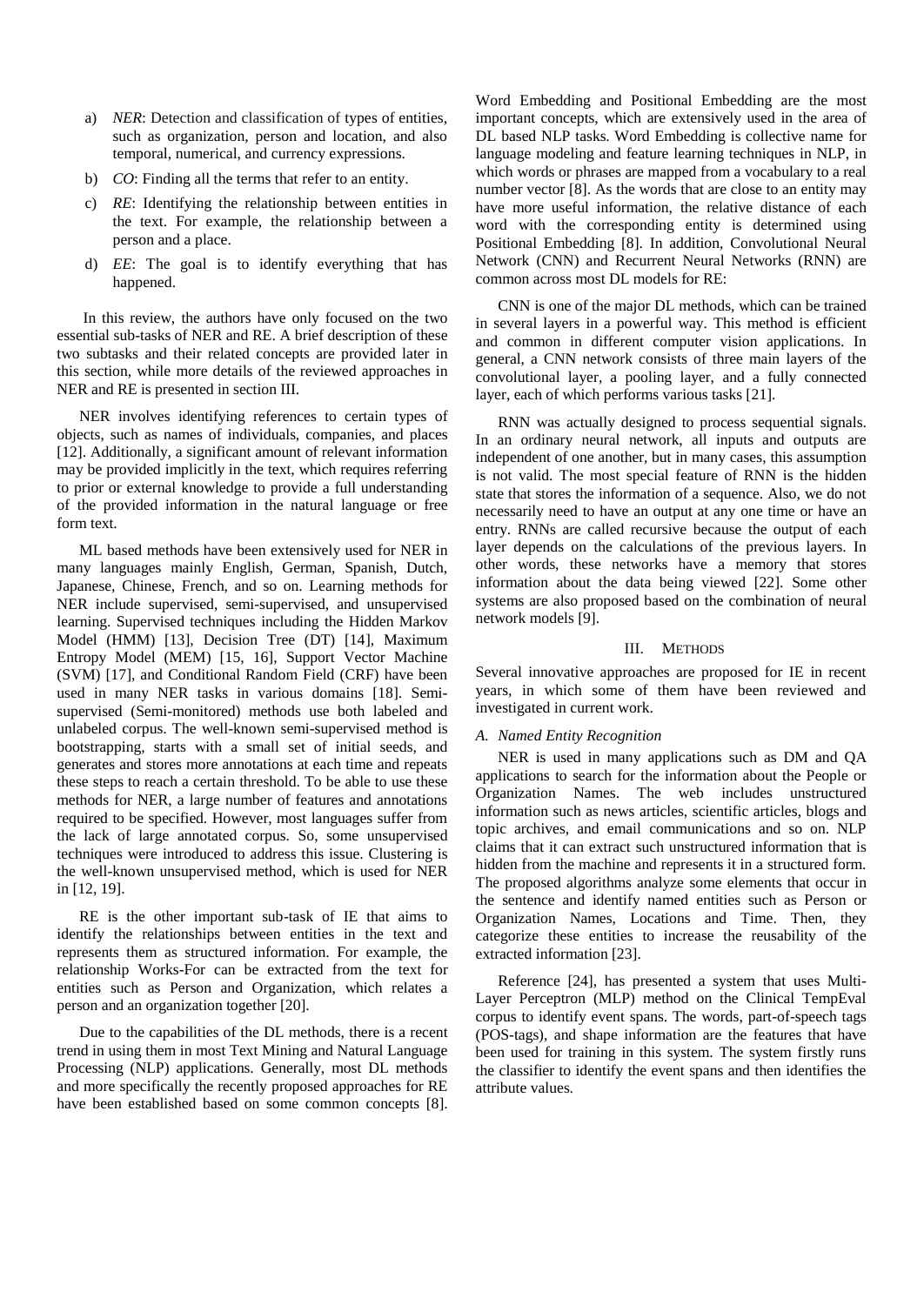a) *NER*: Detection and classification of types of entities, such as organization, person and location, and also temporal, numerical, and currency expressions.

b) *CO*: Finding all the terms that refer to an entity.

c) *RE*: Identifying the relationship between entities in the text. For example, the relationship between a person and a place.

d) *EE*: The goal is to identify everything that has happened.

In this review, the authors have only focused on the two essential sub-tasks of NER and RE. A brief description of these two subtasks and their related concepts are provided later in this section, while more details of the reviewed approaches in NER and RE is presented in section III.

NER involves identifying references to certain types of objects, such as names of individuals, companies, and places [12]. Additionally, a significant amount of relevant information may be provided implicitly in the text, which requires referring to prior or external knowledge to provide a full understanding of the provided information in the natural language or free form text.

ML based methods have been extensively used for NER in many languages mainly English, German, Spanish, Dutch, Japanese, Chinese, French, and so on. Learning methods for NER include supervised, semi-supervised, and unsupervised learning. Supervised techniques including the Hidden Markov Model (HMM) [13], Decision Tree (DT) [14], Maximum Entropy Model (MEM) [15, 16], Support Vector Machine (SVM) [17], and Conditional Random Field (CRF) have been used in many NER tasks in various domains [18]. Semi-supervised (Semi-monitored) methods use both labeled and unlabeled corpus. The well-known semi-supervised method is bootstrapping, starts with a small set of initial seeds, and generates and stores more annotations at each time and repeats these steps to reach a certain threshold. To be able to use these methods for NER, a large number of features and annotations required to be specified. However, most languages suffer from the lack of large annotated corpus. So, some unsupervised techniques were introduced to address this issue. Clustering is the well-known unsupervised method, which is used for NER in [12, 19].

RE is the other important sub-task of IE that aims to identify the relationships between entities in the text and represents them as structured information. For example, the relationship Works-For can be extracted from the text for entities such as Person and Organization, which relates a person and an organization together [20].

Due to the capabilities of the DL methods, there is a recent trend in using them in most Text Mining and Natural Language Processing (NLP) applications. Generally, most DL methods and more specifically the recently proposed approaches for RE have been established based on some common concepts [8]. Word Embedding and Positional Embedding are the most important concepts, which are extensively used in the area of DL based NLP tasks. Word Embedding is collective name for language modeling and feature learning techniques in NLP, in which words or phrases are mapped from a vocabulary to a real number vector [8]. As the words that are close to an entity may have more useful information, the relative distance of each word with the corresponding entity is determined using Positional Embedding [8]. In addition, Convolutional Neural Network (CNN) and Recurrent Neural Networks (RNN) are common across most DL models for RE:

CNN is one of the major DL methods, which can be trained in several layers in a powerful way. This method is efficient and common in different computer vision applications. In general, a CNN network consists of three main layers of the convolutional layer, a pooling layer, and a fully connected layer, each of which performs various tasks [21].

RNN was actually designed to process sequential signals. In an ordinary neural network, all inputs and outputs are independent of one another, but in many cases, this assumption is not valid. The most special feature of RNN is the hidden state that stores the information of a sequence. Also, we do not necessarily need to have an output at any one time or have an entry. RNNs are called recursive because the output of each layer depends on the calculations of the previous layers. In other words, these networks have a memory that stores information about the data being viewed [22]. Some other systems are also proposed based on the combination of neural network models [9].

## III. Methods

Several innovative approaches are proposed for IE in recent years, in which some of them have been reviewed and investigated in current work.

### *A. Named Entity Recognition*

NER is used in many applications such as DM and QA applications to search for the information about the People or Organization Names. The web includes unstructured information such as news articles, scientific articles, blogs and topic archives, and email communications and so on. NLP claims that it can extract such unstructured information that is hidden from the machine and represents it in a structured form. The proposed algorithms analyze some elements that occur in the sentence and identify named entities such as Person or Organization Names, Locations and Time. Then, they categorize these entities to increase the reusability of the extracted information [23].

Reference [24], has presented a system that uses Multi-Layer Perceptron (MLP) method on the Clinical TempEval corpus to identify event spans. The words, part-of-speech tags (POS-tags), and shape information are the features that have been used for training in this system. The system firstly runs the classifier to identify the event spans and then identifies the attribute values.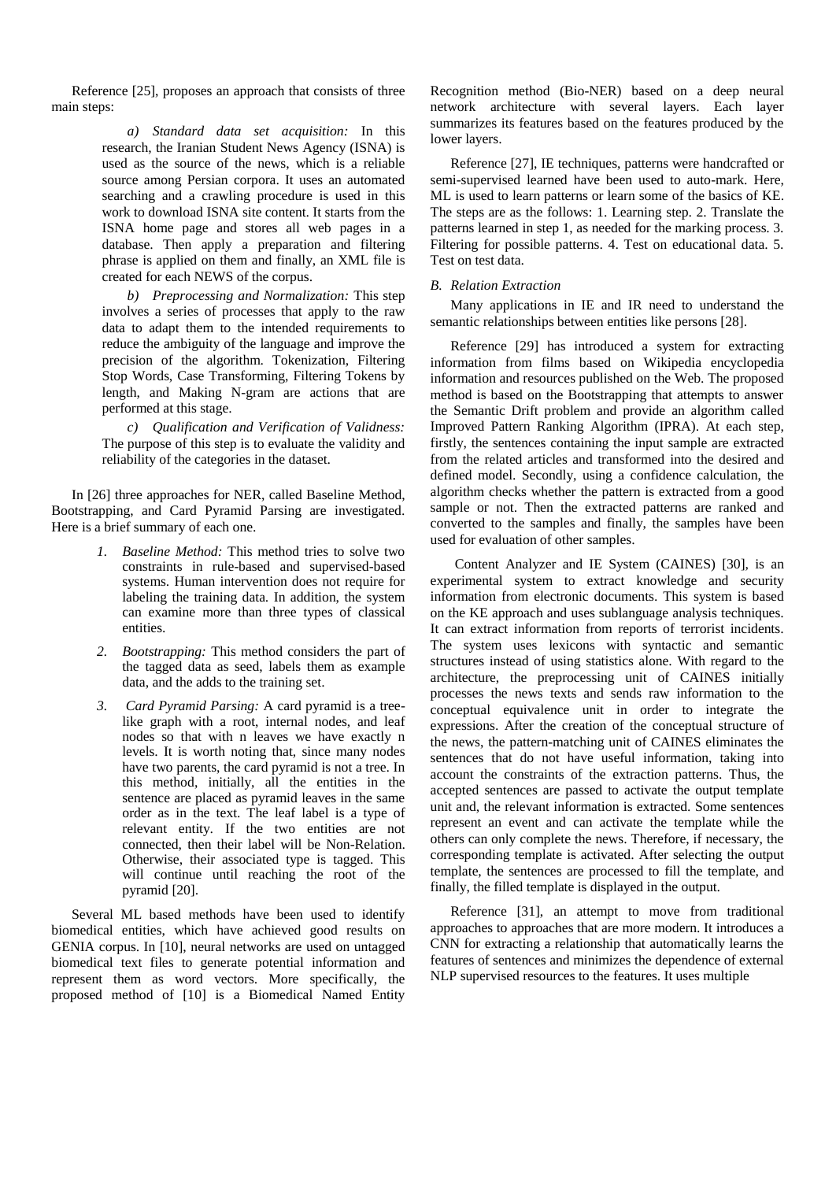Reference [25], proposes an approach that consists of three main steps:

*a) Standard data set acquisition:* In this research, the Iranian Student News Agency (ISNA) is used as the source of the news, which is a reliable source among Persian corpora. It uses an automated searching and a crawling procedure is used in this work to download ISNA site content. It starts from the ISNA home page and stores all web pages in a database. Then apply a preparation and filtering phrase is applied on them and finally, an XML file is created for each NEWS of the corpus.

*b) Preprocessing and Normalization:* This step involves a series of processes that apply to the raw data to adapt them to the intended requirements to reduce the ambiguity of the language and improve the precision of the algorithm. Tokenization, Filtering Stop Words, Case Transforming, Filtering Tokens by length, and Making N-gram are actions that are performed at this stage.

*c) Qualification and Verification of Validness:* The purpose of this step is to evaluate the validity and reliability of the categories in the dataset.

In [26] three approaches for NER, called Baseline Method, Bootstrapping, and Card Pyramid Parsing are investigated. Here is a brief summary of each one.

1. *Baseline Method:* This method tries to solve two constraints in rule-based and supervised-based systems. Human intervention does not require for labeling the training data. In addition, the system can examine more than three types of classical entities.
2. *Bootstrapping:* This method considers the part of the tagged data as seed, labels them as example data, and the adds to the training set.
3. *Card Pyramid Parsing:* A card pyramid is a tree-like graph with a root, internal nodes, and leaf nodes so that with n leaves we have exactly n levels. It is worth noting that, since many nodes have two parents, the card pyramid is not a tree. In this method, initially, all the entities in the sentence are placed as pyramid leaves in the same order as in the text. The leaf label is a type of relevant entity. If the two entities are not connected, then their label will be Non-Relation. Otherwise, their associated type is tagged. This will continue until reaching the root of the pyramid [20].

Several ML based methods have been used to identify biomedical entities, which have achieved good results on GENIA corpus. In [10], neural networks are used on untagged biomedical text files to generate potential information and represent them as word vectors. More specifically, the proposed method of [10] is a Biomedical Named Entity Recognition method (Bio-NER) based on a deep neural network architecture with several layers. Each layer summarizes its features based on the features produced by the lower layers.

Reference [27], IE techniques, patterns were handcrafted or semi-supervised learned have been used to auto-mark. Here, ML is used to learn patterns or learn some of the basics of KE. The steps are as the follows: 1. Learning step. 2. Translate the patterns learned in step 1, as needed for the marking process. 3. Filtering for possible patterns. 4. Test on educational data. 5. Test on test data.

### *B. Relation Extraction*

Many applications in IE and IR need to understand the semantic relationships between entities like persons [28].

Reference [29] has introduced a system for extracting information from films based on Wikipedia encyclopedia information and resources published on the Web. The proposed method is based on the Bootstrapping that attempts to answer the Semantic Drift problem and provide an algorithm called Improved Pattern Ranking Algorithm (IPRA). At each step, firstly, the sentences containing the input sample are extracted from the related articles and transformed into the desired and defined model. Secondly, using a confidence calculation, the algorithm checks whether the pattern is extracted from a good sample or not. Then the extracted patterns are ranked and converted to the samples and finally, the samples have been used for evaluation of other samples.

Content Analyzer and IE System (CAINES) [30], is an experimental system to extract knowledge and security information from electronic documents. This system is based on the KE approach and uses sublanguage analysis techniques. It can extract information from reports of terrorist incidents. The system uses lexicons with syntactic and semantic structures instead of using statistics alone. With regard to the architecture, the preprocessing unit of CAINES initially processes the news texts and sends raw information to the conceptual equivalence unit in order to integrate the expressions. After the creation of the conceptual structure of the news, the pattern-matching unit of CAINES eliminates the sentences that do not have useful information, taking into account the constraints of the extraction patterns. Thus, the accepted sentences are passed to activate the output template unit and, the relevant information is extracted. Some sentences represent an event and can activate the template while the others can only complete the news. Therefore, if necessary, the corresponding template is activated. After selecting the output template, the sentences are processed to fill the template, and finally, the filled template is displayed in the output.

Reference [31], an attempt to move from traditional approaches to approaches that are more modern. It introduces a CNN for extracting a relationship that automatically learns the features of sentences and minimizes the dependence of external NLP supervised resources to the features. It uses multiple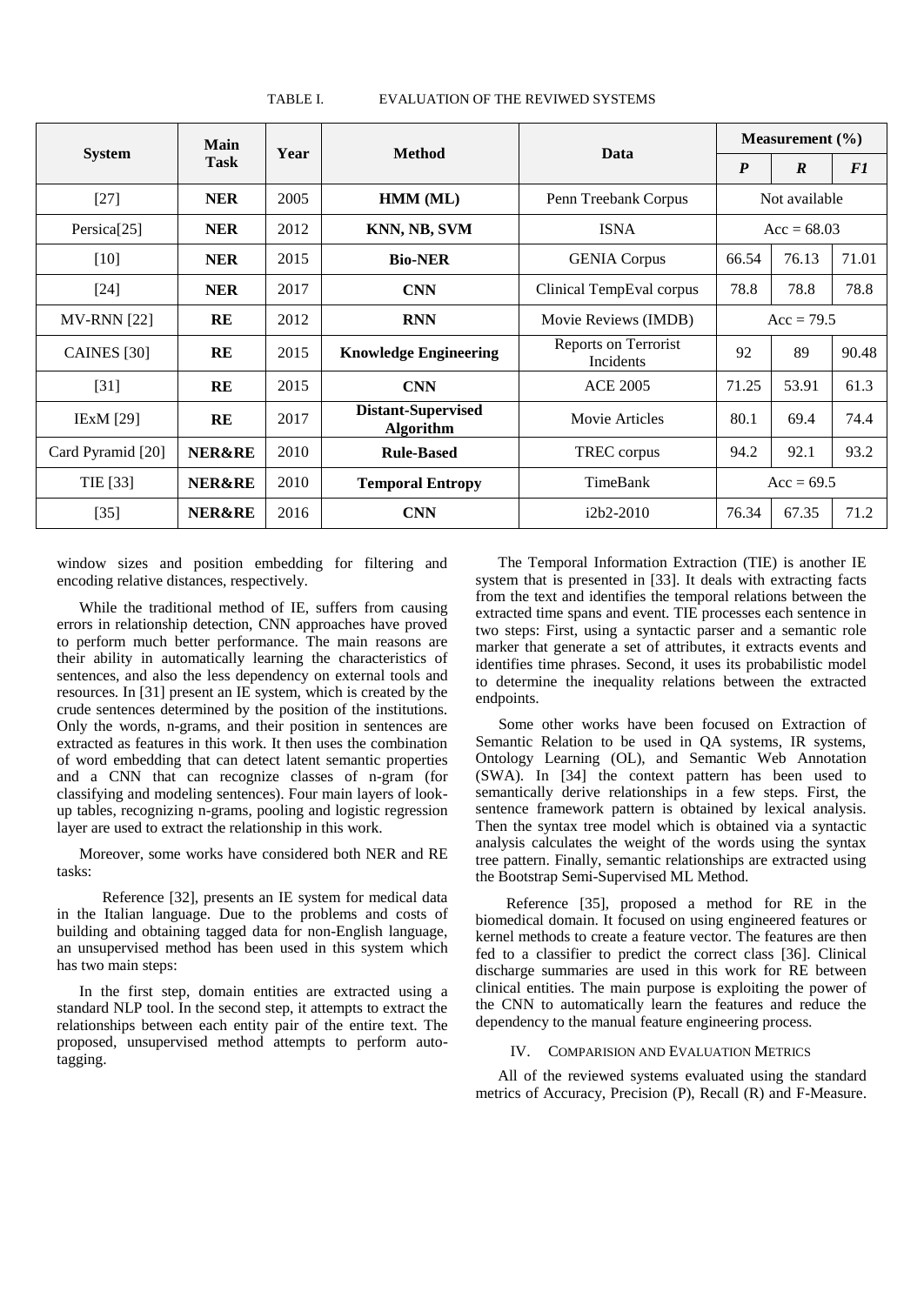TABLE I. EVALUATION OF THE REVIWED SYSTEMS

| System | Main Task | Year | Method | Data | Measurement (%) | | |
|---|---|---|---|---|---|---|---|
| | | | | | ***P*** | ***R*** | ***F1*** |
| [27] | **NER** | 2005 | **HMM (ML)** | Penn Treebank Corpus | Not available | | |
| Persica[25] | **NER** | 2012 | **KNN, NB, SVM** | ISNA | Acc = 68.03 | | |
| [10] | **NER** | 2015 | **Bio-NER** | GENIA Corpus | 66.54 | 76.13 | 71.01 |
| [24] | **NER** | 2017 | **CNN** | Clinical TempEval corpus | 78.8 | 78.8 | 78.8 |
| MV-RNN [22] | **RE** | 2012 | **RNN** | Movie Reviews (IMDB) | Acc = 79.5 | | |
| CAINES [30] | **RE** | 2015 | **Knowledge Engineering** | Reports on Terrorist Incidents | 92 | 89 | 90.48 |
| [31] | **RE** | 2015 | **CNN** | ACE 2005 | 71.25 | 53.91 | 61.3 |
| IExM [29] | **RE** | 2017 | **Distant-Supervised Algorithm** | Movie Articles | 80.1 | 69.4 | 74.4 |
| Card Pyramid [20] | **NER&RE** | 2010 | **Rule-Based** | TREC corpus | 94.2 | 92.1 | 93.2 |
| TIE [33] | **NER&RE** | 2010 | **Temporal Entropy** | TimeBank | Acc = 69.5 | | |
| [35] | **NER&RE** | 2016 | **CNN** | i2b2-2010 | 76.34 | 67.35 | 71.2 |

window sizes and position embedding for filtering and encoding relative distances, respectively.

While the traditional method of IE, suffers from causing errors in relationship detection, CNN approaches have proved to perform much better performance. The main reasons are their ability in automatically learning the characteristics of sentences, and also the less dependency on external tools and resources. In [31] present an IE system, which is created by the crude sentences determined by the position of the institutions. Only the words, n-grams, and their position in sentences are extracted as features in this work. It then uses the combination of word embedding that can detect latent semantic properties and a CNN that can recognize classes of n-gram (for classifying and modeling sentences). Four main layers of look-up tables, recognizing n-grams, pooling and logistic regression layer are used to extract the relationship in this work.

Moreover, some works have considered both NER and RE tasks:

Reference [32], presents an IE system for medical data in the Italian language. Due to the problems and costs of building and obtaining tagged data for non-English language, an unsupervised method has been used in this system which has two main steps:

In the first step, domain entities are extracted using a standard NLP tool. In the second step, it attempts to extract the relationships between each entity pair of the entire text. The proposed, unsupervised method attempts to perform auto-tagging.

The Temporal Information Extraction (TIE) is another IE system that is presented in [33]. It deals with extracting facts from the text and identifies the temporal relations between the extracted time spans and event. TIE processes each sentence in two steps: First, using a syntactic parser and a semantic role marker that generate a set of attributes, it extracts events and identifies time phrases. Second, it uses its probabilistic model to determine the inequality relations between the extracted endpoints.

Some other works have been focused on Extraction of Semantic Relation to be used in QA systems, IR systems, Ontology Learning (OL), and Semantic Web Annotation (SWA). In [34] the context pattern has been used to semantically derive relationships in a few steps. First, the sentence framework pattern is obtained by lexical analysis. Then the syntax tree model which is obtained via a syntactic analysis calculates the weight of the words using the syntax tree pattern. Finally, semantic relationships are extracted using the Bootstrap Semi-Supervised ML Method.

Reference [35], proposed a method for RE in the biomedical domain. It focused on using engineered features or kernel methods to create a feature vector. The features are then fed to a classifier to predict the correct class [36]. Clinical discharge summaries are used in this work for RE between clinical entities. The main purpose is exploiting the power of the CNN to automatically learn the features and reduce the dependency to the manual feature engineering process.

## IV. COMPARISION AND EVALUATION METRICS

All of the reviewed systems evaluated using the standard metrics of Accuracy, Precision (P), Recall (R) and F-Measure.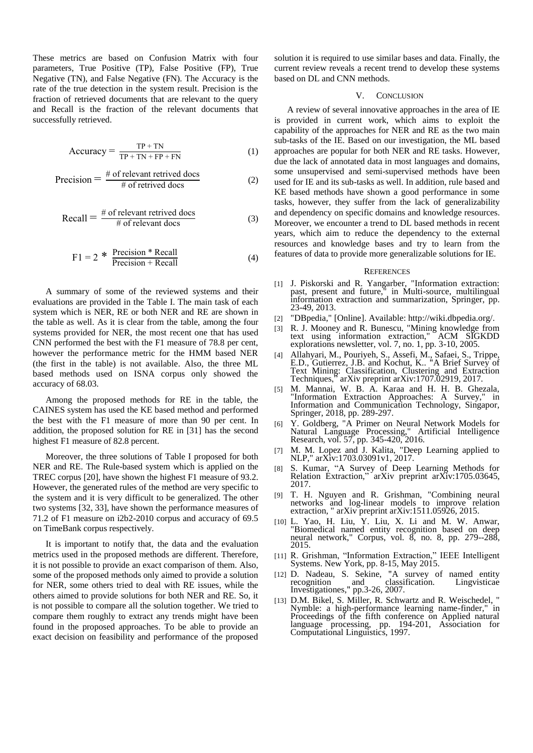These metrics are based on Confusion Matrix with four parameters, True Positive (TP), False Positive (FP), True Negative (TN), and False Negative (FN). The Accuracy is the rate of the true detection in the system result. Precision is the fraction of retrieved documents that are relevant to the query and Recall is the fraction of the relevant documents that successfully retrieved.

$$\text{Accuracy} = \frac{\text{TP} + \text{TN}}{\text{TP} + \text{TN} + \text{FP} + \text{FN}} \quad (1)$$

$$\text{Precision} = \frac{\text{\# of relevant retrived docs}}{\text{\# of retrived docs}} \quad (2)$$

$$\text{Recall} = \frac{\text{\# of relevant retrived docs}}{\text{\# of relevant docs}} \quad (3)$$

$$\text{F1} = 2 * \frac{\text{Precision} * \text{Recall}}{\text{Precision} + \text{Recall}} \quad (4)$$

A summary of some of the reviewed systems and their evaluations are provided in the Table I. The main task of each system which is NER, RE or both NER and RE are shown in the table as well. As it is clear from the table, among the four systems provided for NER, the most recent one that has used CNN performed the best with the F1 measure of 78.8 per cent, however the performance metric for the HMM based NER (the first in the table) is not available. Also, the three ML based methods used on ISNA corpus only showed the accuracy of 68.03.

Among the proposed methods for RE in the table, the CAINES system has used the KE based method and performed the best with the F1 measure of more than 90 per cent. In addition, the proposed solution for RE in [31] has the second highest F1 measure of 82.8 percent.

Moreover, the three solutions of Table I proposed for both NER and RE. The Rule-based system which is applied on the TREC corpus [20], have shown the highest F1 measure of 93.2. However, the generated rules of the method are very specific to the system and it is very difficult to be generalized. The other two systems [32, 33], have shown the performance measures of 71.2 of F1 measure on i2b2-2010 corpus and accuracy of 69.5 on TimeBank corpus respectively.

It is important to notify that, the data and the evaluation metrics used in the proposed methods are different. Therefore, it is not possible to provide an exact comparison of them. Also, some of the proposed methods only aimed to provide a solution for NER, some others tried to deal with RE issues, while the others aimed to provide solutions for both NER and RE. So, it is not possible to compare all the solution together. We tried to compare them roughly to extract any trends might have been found in the proposed approaches. To be able to provide an exact decision on feasibility and performance of the proposed solution it is required to use similar bases and data. Finally, the current review reveals a recent trend to develop these systems based on DL and CNN methods.

## V. CONCLUSION

A review of several innovative approaches in the area of IE is provided in current work, which aims to exploit the capability of the approaches for NER and RE as the two main sub-tasks of the IE. Based on our investigation, the ML based approaches are popular for both NER and RE tasks. However, due the lack of annotated data in most languages and domains, some unsupervised and semi-supervised methods have been used for IE and its sub-tasks as well. In addition, rule based and KE based methods have shown a good performance in some tasks, however, they suffer from the lack of generalizability and dependency on specific domains and knowledge resources. Moreover, we encounter a trend to DL based methods in recent years, which aim to reduce the dependency to the external resources and knowledge bases and try to learn from the features of data to provide more generalizable solutions for IE.

## REFERENCES

[1] J. Piskorski and R. Yangarber, "Information extraction: past, present and future," in Multi-source, multilingual information extraction and summarization, Springer, pp. 23-49, 2013.

[2] "DBpedia," [Online]. Available: http://wiki.dbpedia.org/.

[3] R. J. Mooney and R. Bunescu, "Mining knowledge from text using information extraction," ACM SIGKDD explorations newsletter, vol. 7, no. 1, pp. 3-10, 2005.

[4] Allahyari, M., Pouriyeh, S., Assefi, M., Safaei, S., Trippe, E.D., Gutierrez, J.B. and Kochut, K.. "A Brief Survey of Text Mining: Classification, Clustering and Extraction Techniques," arXiv preprint arXiv:1707.02919, 2017.

[5] M. Mannai, W. B. A. Karaa and H. H. B. Ghezala, "Information Extraction Approaches: A Survey," in Information and Communication Technology, Singapor, Springer, 2018, pp. 289-297.

[6] Y. Goldberg, "A Primer on Neural Network Models for Natural Language Processing," Artificial Intelligence Research, vol. 57, pp. 345-420, 2016.

[7] M. M. Lopez and J. Kalita, "Deep Learning applied to NLP," arXiv:1703.03091v1, 2017.

[8] S. Kumar, "A Survey of Deep Learning Methods for Relation Extraction," arXiv preprint arXiv:1705.03645, 2017.

[9] T. H. Nguyen and R. Grishman, "Combining neural networks and log-linear models to improve relation extraction, " arXiv preprint arXiv:1511.05926, 2015.

[10] L. Yao, H. Liu, Y. Liu, X. Li and M. W. Anwar, "Biomedical named entity recognition based on deep neural network," Corpus, vol. 8, no. 8, pp. 279--288, 2015.

[11] R. Grishman, "Information Extraction," IEEE Intelligent Systems. New York, pp. 8-15, May 2015.

[12] D. Nadeau, S. Sekine, "A survey of named entity recognition and classification. Lingvisticae Investigationes," pp.3-26, 2007.

[13] D.M. Bikel, S. Miller, R. Schwartz and R. Weischedel, " Nymble: a high-performance learning name-finder," in Proceedings of the fifth conference on Applied natural language processing, pp. 194-201, Association for Computational Linguistics, 1997.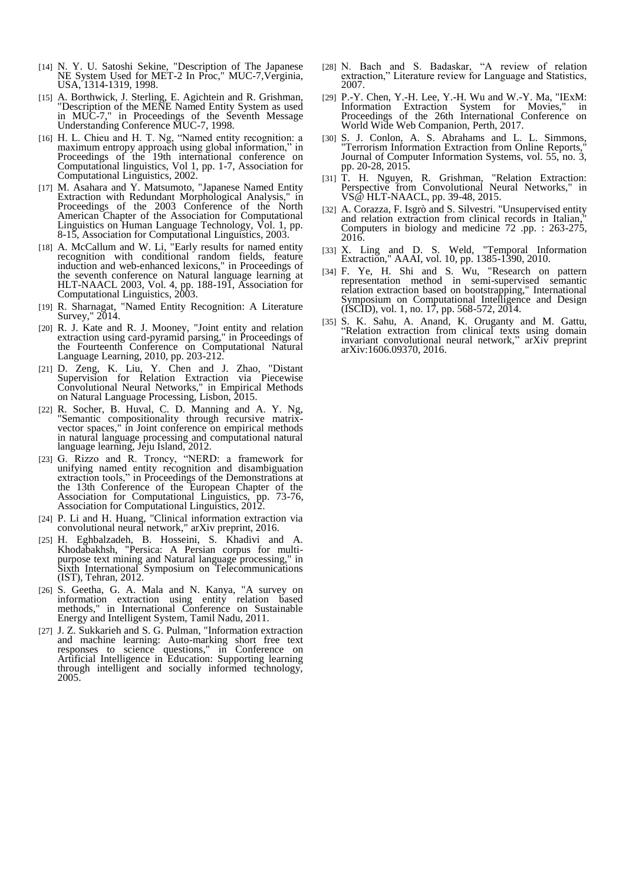[14] N. Y. U. Satoshi Sekine, "Description of The Japanese NE System Used for MET-2 In Proc," MUC-7,Verginia, USA, 1314-1319, 1998.

[15] A. Borthwick, J. Sterling, E. Agichtein and R. Grishman, "Description of the MENE Named Entity System as used in MUC-7," in Proceedings of the Seventh Message Understanding Conference MUC-7, 1998.

[16] H. L. Chieu and H. T. Ng, "Named entity recognition: a maximum entropy approach using global information," in Proceedings of the 19th international conference on Computational linguistics, Vol 1, pp. 1-7, Association for Computational Linguistics, 2002.

[17] M. Asahara and Y. Matsumoto, "Japanese Named Entity Extraction with Redundant Morphological Analysis," in Proceedings of the 2003 Conference of the North American Chapter of the Association for Computational Linguistics on Human Language Technology, Vol. 1, pp. 8-15, Association for Computational Linguistics, 2003.

[18] A. McCallum and W. Li, "Early results for named entity recognition with conditional random fields, feature induction and web-enhanced lexicons," in Proceedings of the seventh conference on Natural language learning at HLT-NAACL 2003, Vol. 4, pp. 188-191, Association for Computational Linguistics, 2003.

[19] R. Sharnagat, "Named Entity Recognition: A Literature Survey," 2014.

[20] R. J. Kate and R. J. Mooney, "Joint entity and relation extraction using card-pyramid parsing," in Proceedings of the Fourteenth Conference on Computational Natural Language Learning, 2010, pp. 203-212.

[21] D. Zeng, K. Liu, Y. Chen and J. Zhao, "Distant Supervision for Relation Extraction via Piecewise Convolutional Neural Networks," in Empirical Methods on Natural Language Processing, Lisbon, 2015.

[22] R. Socher, B. Huval, C. D. Manning and A. Y. Ng, "Semantic compositionality through recursive matrix-vector spaces," in Joint conference on empirical methods in natural language processing and computational natural language learning, Jeju Island, 2012.

[23] G. Rizzo and R. Troncy, "NERD: a framework for unifying named entity recognition and disambiguation extraction tools," in Proceedings of the Demonstrations at the 13th Conference of the European Chapter of the Association for Computational Linguistics, pp. 73-76, Association for Computational Linguistics, 2012.

[24] P. Li and H. Huang, "Clinical information extraction via convolutional neural network," arXiv preprint, 2016.

[25] H. Eghbalzadeh, B. Hosseini, S. Khadivi and A. Khodabakhsh, "Persica: A Persian corpus for multi-purpose text mining and Natural language processing," in Sixth International Symposium on Telecommunications (IST), Tehran, 2012.

[26] S. Geetha, G. A. Mala and N. Kanya, "A survey on information extraction using entity relation based methods," in International Conference on Sustainable Energy and Intelligent System, Tamil Nadu, 2011.

[27] J. Z. Sukkarieh and S. G. Pulman, "Information extraction and machine learning: Auto-marking short free text responses to science questions," in Conference on Artificial Intelligence in Education: Supporting learning through intelligent and socially informed technology, 2005.

[28] N. Bach and S. Badaskar, "A review of relation extraction," Literature review for Language and Statistics, 2007.

[29] P.-Y. Chen, Y.-H. Lee, Y.-H. Wu and W.-Y. Ma, "IExM: Information Extraction System for Movies," in Proceedings of the 26th International Conference on World Wide Web Companion, Perth, 2017.

[30] S. J. Conlon, A. S. Abrahams and L. L. Simmons, "Terrorism Information Extraction from Online Reports," Journal of Computer Information Systems, vol. 55, no. 3, pp. 20-28, 2015.

[31] T. H. Nguyen, R. Grishman, "Relation Extraction: Perspective from Convolutional Neural Networks," in VS@ HLT-NAACL, pp. 39-48, 2015.

[32] A. Corazza, F. Isgrò and S. Silvestri. "Unsupervised entity and relation extraction from clinical records in Italian," Computers in biology and medicine 72 .pp. : 263-275, 2016.

[33] X. Ling and D. S. Weld, "Temporal Information Extraction," AAAI, vol. 10, pp. 1385-1390, 2010.

[34] F. Ye, H. Shi and S. Wu, "Research on pattern representation method in semi-supervised semantic relation extraction based on bootstrapping," International Symposium on Computational Intelligence and Design (ISCID), vol. 1, no. 17, pp. 568-572, 2014.

[35] S. K. Sahu, A. Anand, K. Oruganty and M. Gattu, "Relation extraction from clinical texts using domain invariant convolutional neural network," arXiv preprint arXiv:1606.09370, 2016.